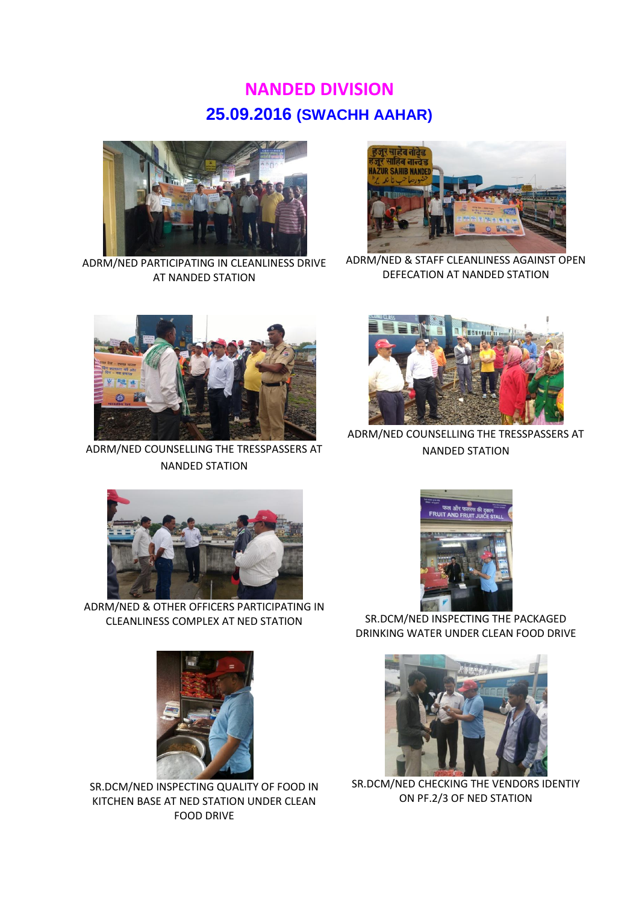# NANDED DIVISION

## 25.09.2016 (SWACHH AAHAR)

ADRM/NED PARTICIPATING IN CLEANLINESS DRIVE AT NANDED STATION

ADRM/NED & STAFF CLEANLINESS AGAINST OPEN DEFECATION AT NANDED STATION

ADRM/NED COUNSELLING THE TRESSPASSERS AT NANDED STATION

ADRM/NED COUNSELLING THE TRESSPASSERS AT NANDED STATION

ADRM/NED & OTHER OFFICERS PARTICIPATING IN CLEANLINESS COMPLEX AT NED STATION

SR.DCM/NED INSPECTING THE PACKAGED DRINKING WATER UNDER CLEAN FOOD DRIVE

SR.DCM/NED INSPECTING QUALITY OF FOOD IN KITCHEN BASE AT NED STATION UNDER CLEAN FOOD DRIVE

SR.DCM/NED CHECKING THE VENDORS IDENTIY ON PF.2/3 OF NED STATION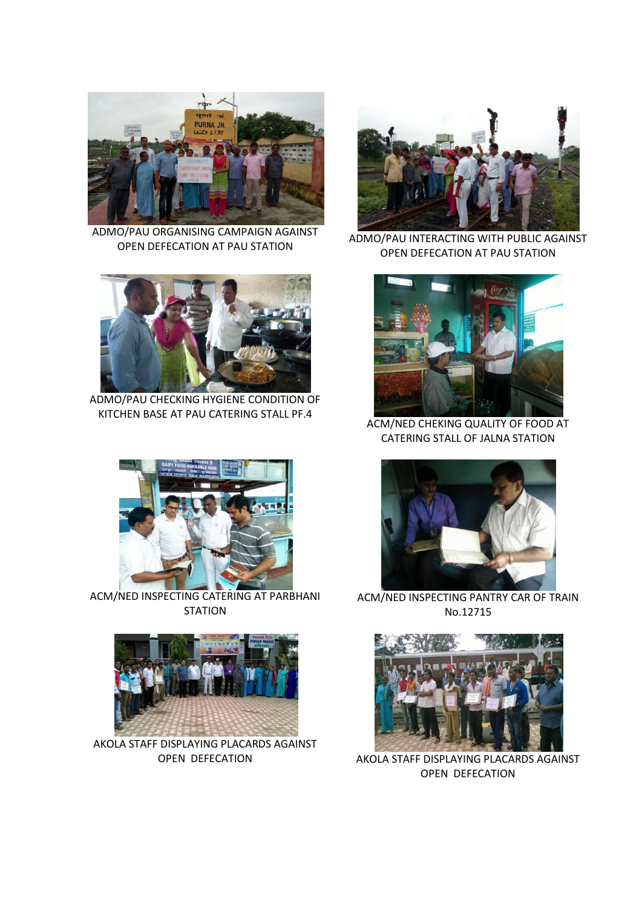ADMO/PAU ORGANISING CAMPAIGN AGAINST OPEN DEFECATION AT PAU STATION

ADMO/PAU INTERACTING WITH PUBLIC AGAINST OPEN DEFECATION AT PAU STATION

ADMO/PAU CHECKING HYGIENE CONDITION OF KITCHEN BASE AT PAU CATERING STALL PF.4

ACM/NED CHEKING QUALITY OF FOOD AT CATERING STALL OF JALNA STATION

ACM/NED INSPECTING CATERING AT PARBHANI STATION

ACM/NED INSPECTING PANTRY CAR OF TRAIN No.12715

AKOLA STAFF DISPLAYING PLACARDS AGAINST OPEN DEFECATION

AKOLA STAFF DISPLAYING PLACARDS AGAINST OPEN DEFECATION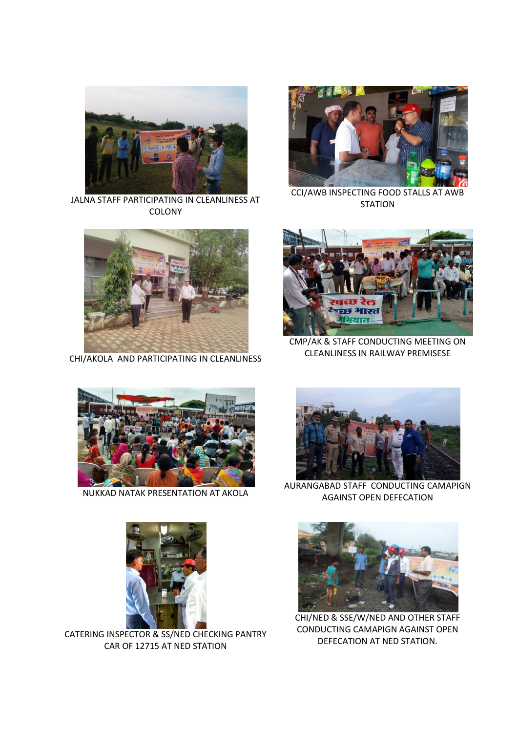JALNA STAFF PARTICIPATING IN CLEANLINESS AT COLONY

CCI/AWB INSPECTING FOOD STALLS AT AWB STATION

CHI/AKOLA AND PARTICIPATING IN CLEANLINESS

CMP/AK & STAFF CONDUCTING MEETING ON CLEANLINESS IN RAILWAY PREMISESE

NUKKAD NATAK PRESENTATION AT AKOLA

AURANGABAD STAFF CONDUCTING CAMAPIGN AGAINST OPEN DEFECATION

CATERING INSPECTOR & SS/NED CHECKING PANTRY CAR OF 12715 AT NED STATION

CHI/NED & SSE/W/NED AND OTHER STAFF CONDUCTING CAMAPIGN AGAINST OPEN DEFECATION AT NED STATION.